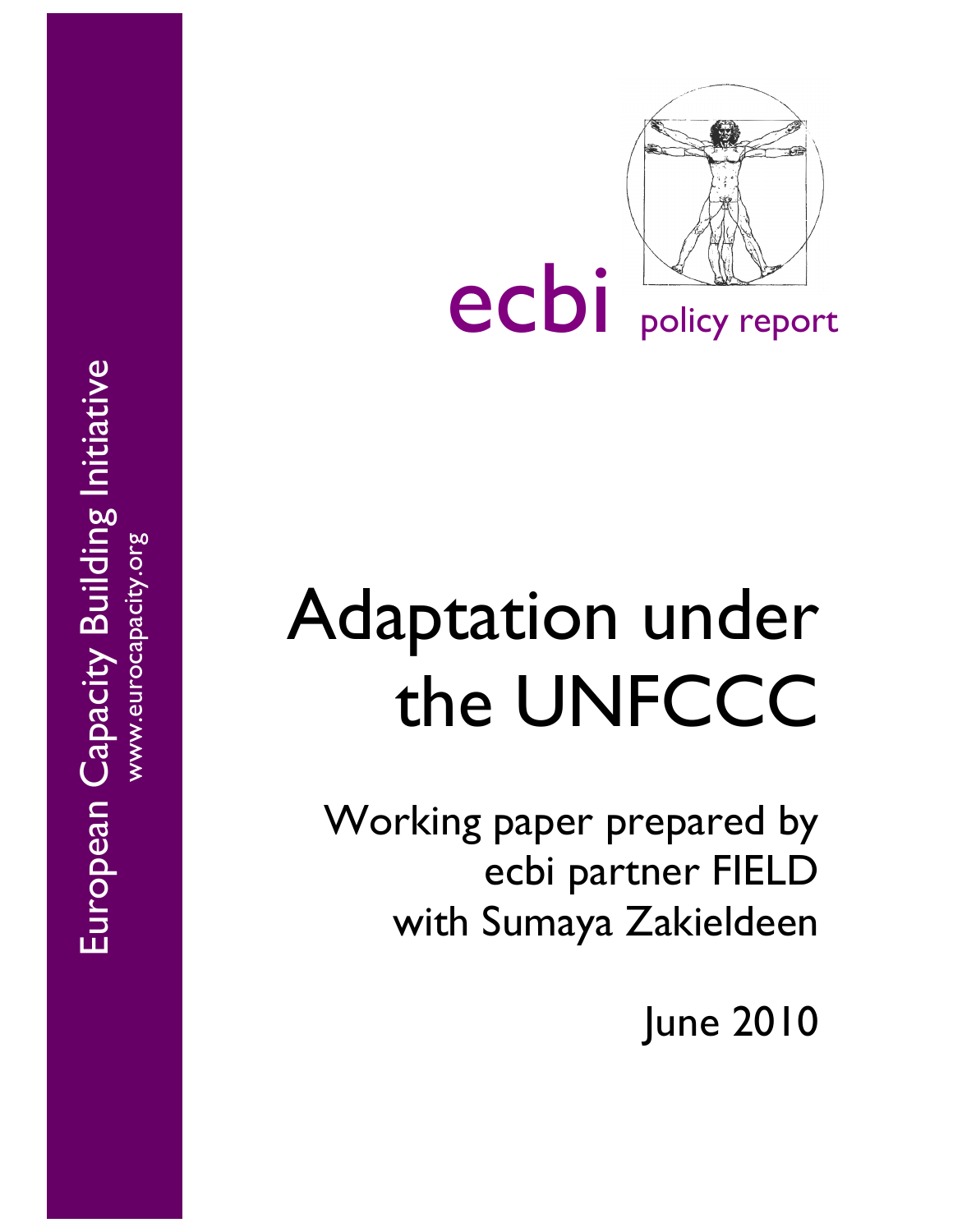European Capacity Building Initiative

www.eurocapacity.org

ecbi policy report

# Adaptation under the UNFCCC

Working paper prepared by
ecbi partner FIELD
with Sumaya Zakieldeen

June 2010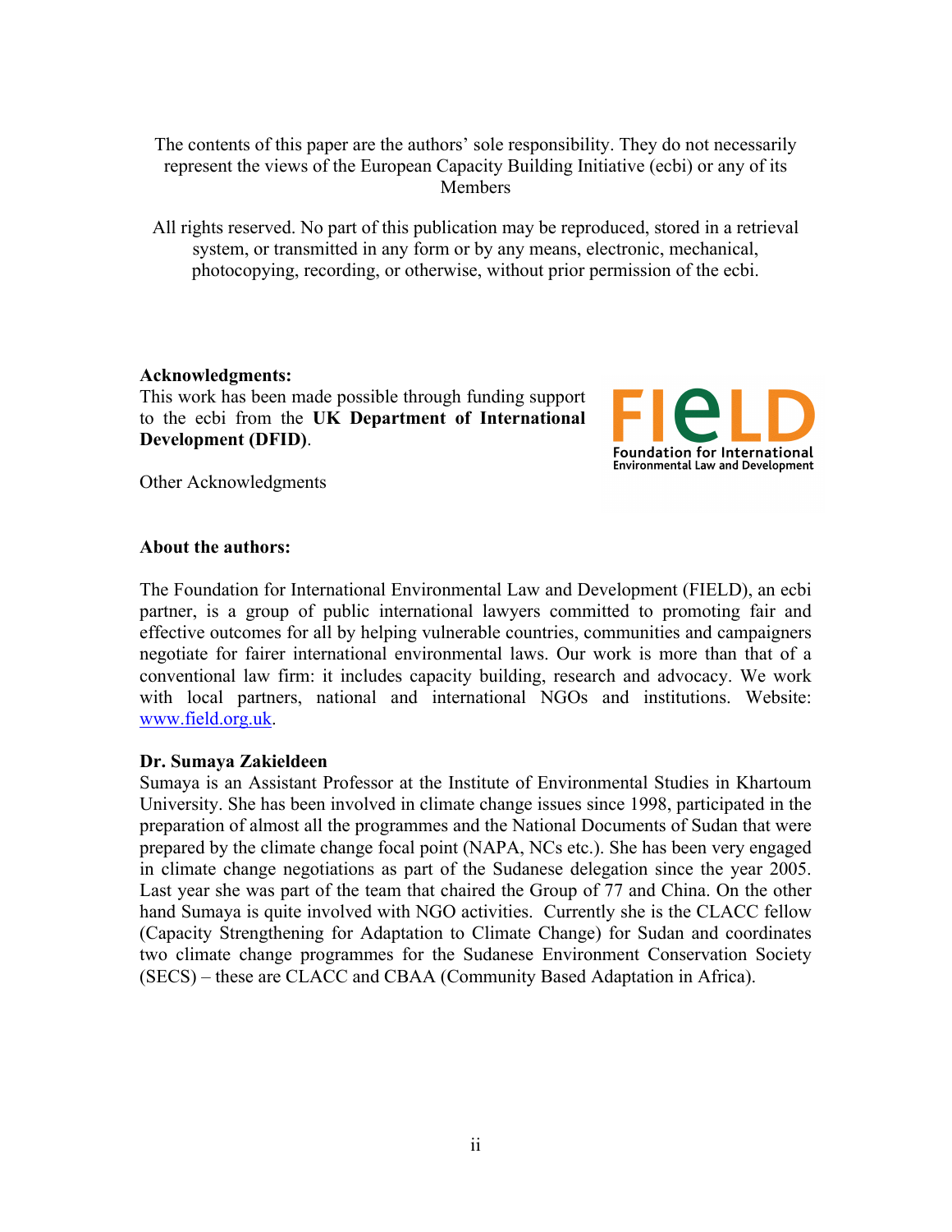The contents of this paper are the authors' sole responsibility. They do not necessarily represent the views of the European Capacity Building Initiative (ecbi) or any of its Members

All rights reserved. No part of this publication may be reproduced, stored in a retrieval system, or transmitted in any form or by any means, electronic, mechanical, photocopying, recording, or otherwise, without prior permission of the ecbi.

**Acknowledgments:**
This work has been made possible through funding support to the ecbi from the **UK Department of International Development (DFID)**.

Other Acknowledgments

**About the authors:**

The Foundation for International Environmental Law and Development (FIELD), an ecbi partner, is a group of public international lawyers committed to promoting fair and effective outcomes for all by helping vulnerable countries, communities and campaigners negotiate for fairer international environmental laws. Our work is more than that of a conventional law firm: it includes capacity building, research and advocacy. We work with local partners, national and international NGOs and institutions. Website: www.field.org.uk.

**Dr. Sumaya Zakieldeen**
Sumaya is an Assistant Professor at the Institute of Environmental Studies in Khartoum University. She has been involved in climate change issues since 1998, participated in the preparation of almost all the programmes and the National Documents of Sudan that were prepared by the climate change focal point (NAPA, NCs etc.). She has been very engaged in climate change negotiations as part of the Sudanese delegation since the year 2005. Last year she was part of the team that chaired the Group of 77 and China. On the other hand Sumaya is quite involved with NGO activities. Currently she is the CLACC fellow (Capacity Strengthening for Adaptation to Climate Change) for Sudan and coordinates two climate change programmes for the Sudanese Environment Conservation Society (SECS) – these are CLACC and CBAA (Community Based Adaptation in Africa).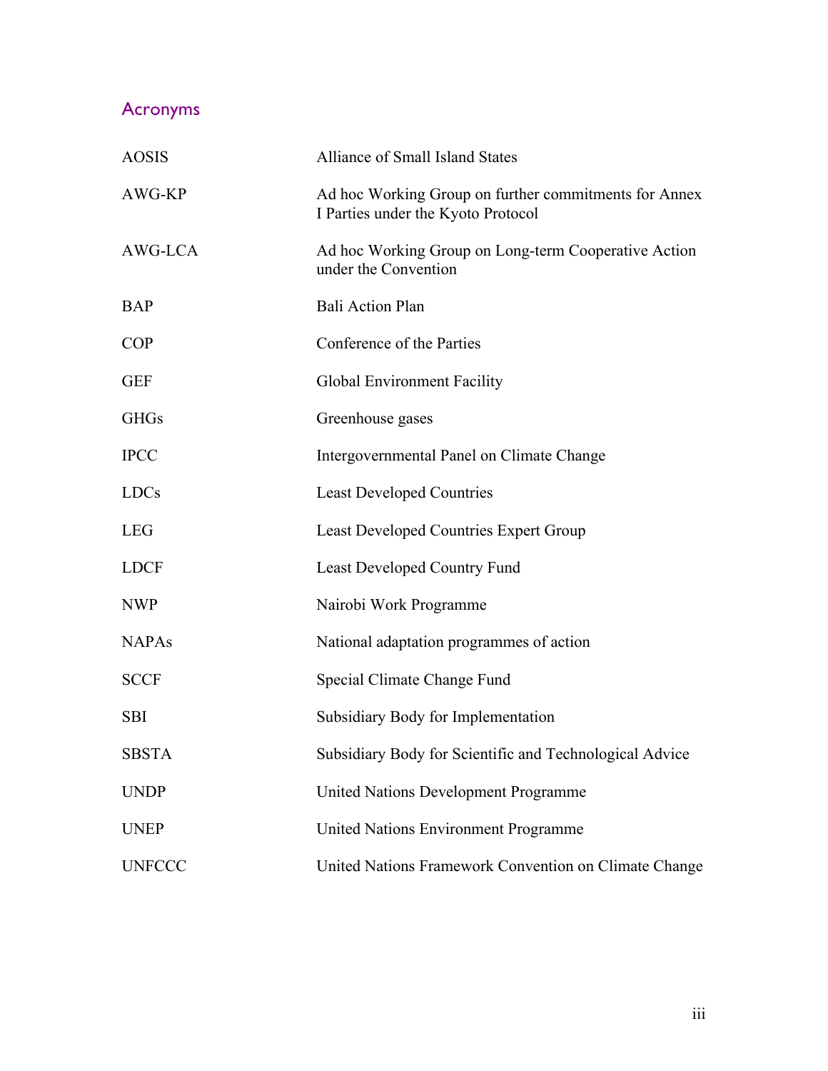## Acronyms

| | |
|---|---|
| AOSIS | Alliance of Small Island States |
| AWG-KP | Ad hoc Working Group on further commitments for Annex I Parties under the Kyoto Protocol |
| AWG-LCA | Ad hoc Working Group on Long-term Cooperative Action under the Convention |
| BAP | Bali Action Plan |
| COP | Conference of the Parties |
| GEF | Global Environment Facility |
| GHGs | Greenhouse gases |
| IPCC | Intergovernmental Panel on Climate Change |
| LDCs | Least Developed Countries |
| LEG | Least Developed Countries Expert Group |
| LDCF | Least Developed Country Fund |
| NWP | Nairobi Work Programme |
| NAPAs | National adaptation programmes of action |
| SCCF | Special Climate Change Fund |
| SBI | Subsidiary Body for Implementation |
| SBSTA | Subsidiary Body for Scientific and Technological Advice |
| UNDP | United Nations Development Programme |
| UNEP | United Nations Environment Programme |
| UNFCCC | United Nations Framework Convention on Climate Change |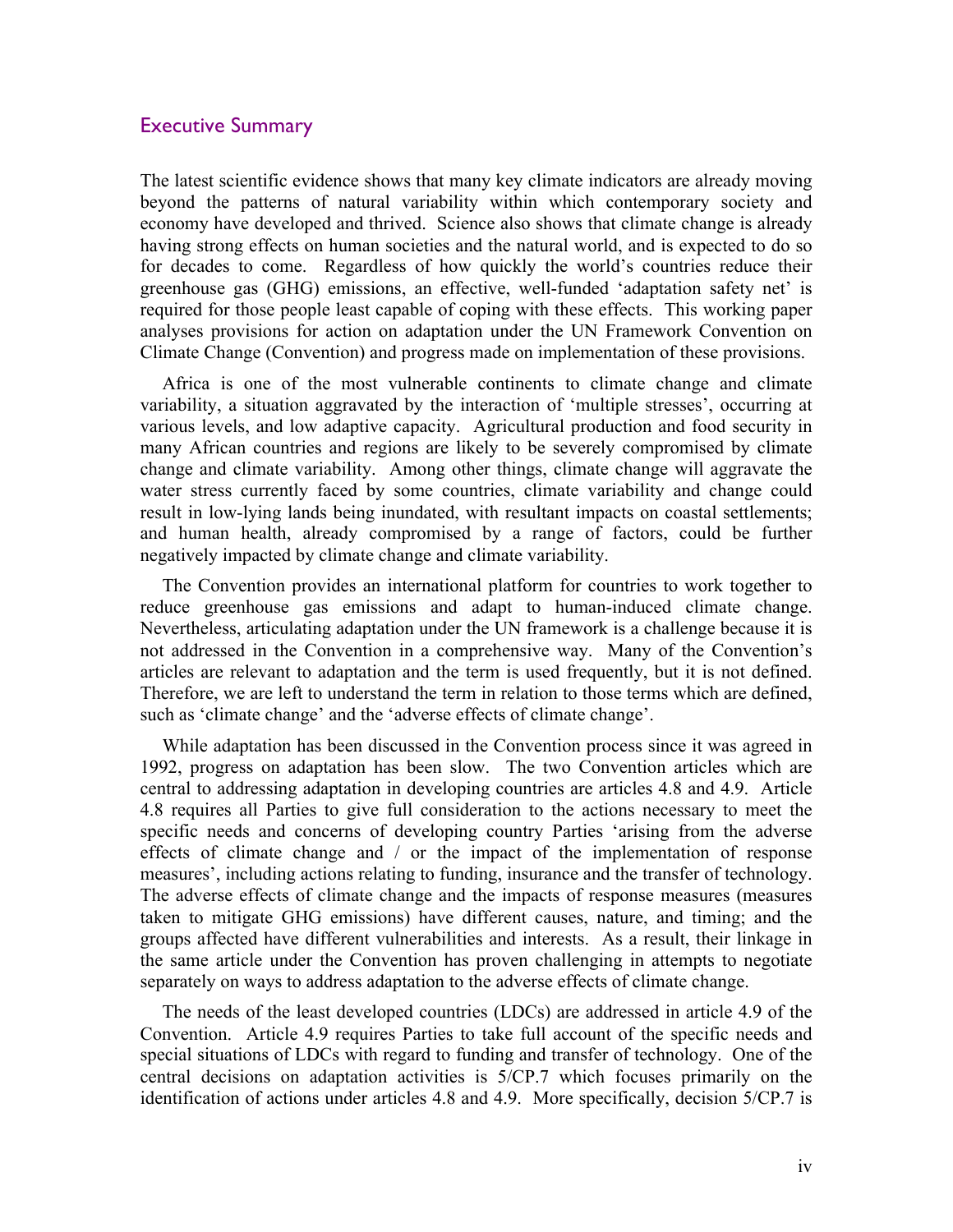## Executive Summary

The latest scientific evidence shows that many key climate indicators are already moving beyond the patterns of natural variability within which contemporary society and economy have developed and thrived. Science also shows that climate change is already having strong effects on human societies and the natural world, and is expected to do so for decades to come. Regardless of how quickly the world's countries reduce their greenhouse gas (GHG) emissions, an effective, well-funded 'adaptation safety net' is required for those people least capable of coping with these effects. This working paper analyses provisions for action on adaptation under the UN Framework Convention on Climate Change (Convention) and progress made on implementation of these provisions.

Africa is one of the most vulnerable continents to climate change and climate variability, a situation aggravated by the interaction of 'multiple stresses', occurring at various levels, and low adaptive capacity. Agricultural production and food security in many African countries and regions are likely to be severely compromised by climate change and climate variability. Among other things, climate change will aggravate the water stress currently faced by some countries, climate variability and change could result in low-lying lands being inundated, with resultant impacts on coastal settlements; and human health, already compromised by a range of factors, could be further negatively impacted by climate change and climate variability.

The Convention provides an international platform for countries to work together to reduce greenhouse gas emissions and adapt to human-induced climate change. Nevertheless, articulating adaptation under the UN framework is a challenge because it is not addressed in the Convention in a comprehensive way. Many of the Convention's articles are relevant to adaptation and the term is used frequently, but it is not defined. Therefore, we are left to understand the term in relation to those terms which are defined, such as 'climate change' and the 'adverse effects of climate change'.

While adaptation has been discussed in the Convention process since it was agreed in 1992, progress on adaptation has been slow. The two Convention articles which are central to addressing adaptation in developing countries are articles 4.8 and 4.9. Article 4.8 requires all Parties to give full consideration to the actions necessary to meet the specific needs and concerns of developing country Parties 'arising from the adverse effects of climate change and / or the impact of the implementation of response measures', including actions relating to funding, insurance and the transfer of technology. The adverse effects of climate change and the impacts of response measures (measures taken to mitigate GHG emissions) have different causes, nature, and timing; and the groups affected have different vulnerabilities and interests. As a result, their linkage in the same article under the Convention has proven challenging in attempts to negotiate separately on ways to address adaptation to the adverse effects of climate change.

The needs of the least developed countries (LDCs) are addressed in article 4.9 of the Convention. Article 4.9 requires Parties to take full account of the specific needs and special situations of LDCs with regard to funding and transfer of technology. One of the central decisions on adaptation activities is 5/CP.7 which focuses primarily on the identification of actions under articles 4.8 and 4.9. More specifically, decision 5/CP.7 is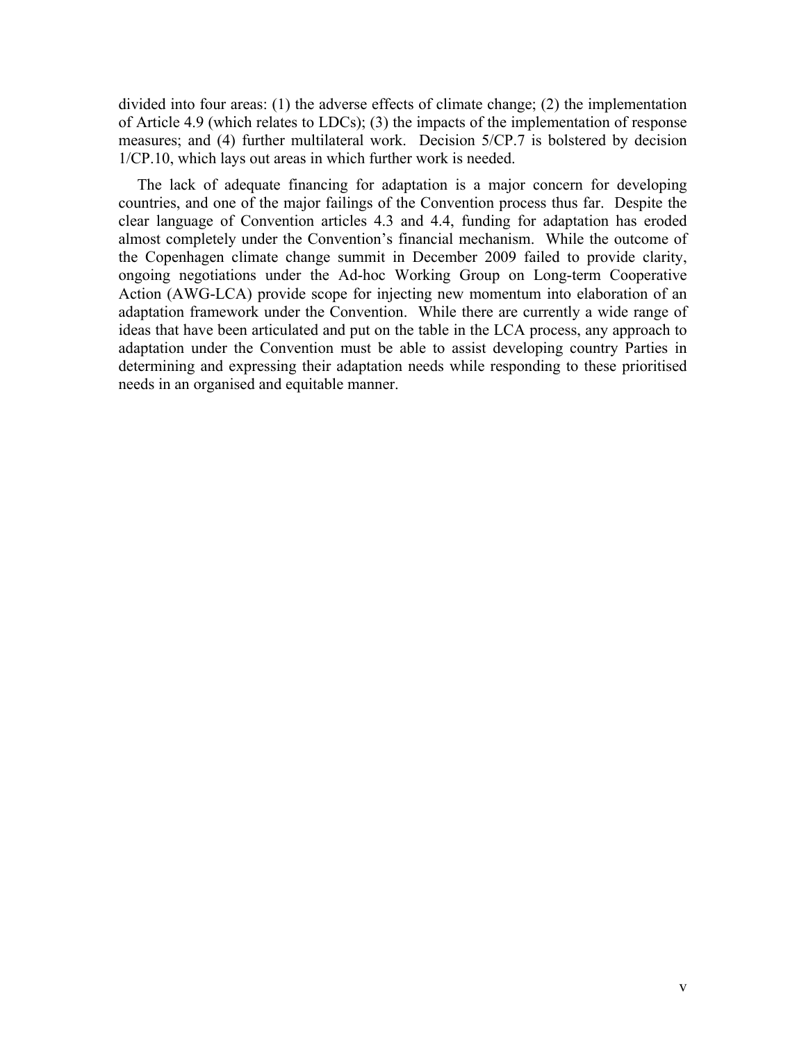divided into four areas: (1) the adverse effects of climate change; (2) the implementation of Article 4.9 (which relates to LDCs); (3) the impacts of the implementation of response measures; and (4) further multilateral work. Decision 5/CP.7 is bolstered by decision 1/CP.10, which lays out areas in which further work is needed.

The lack of adequate financing for adaptation is a major concern for developing countries, and one of the major failings of the Convention process thus far. Despite the clear language of Convention articles 4.3 and 4.4, funding for adaptation has eroded almost completely under the Convention's financial mechanism. While the outcome of the Copenhagen climate change summit in December 2009 failed to provide clarity, ongoing negotiations under the Ad-hoc Working Group on Long-term Cooperative Action (AWG-LCA) provide scope for injecting new momentum into elaboration of an adaptation framework under the Convention. While there are currently a wide range of ideas that have been articulated and put on the table in the LCA process, any approach to adaptation under the Convention must be able to assist developing country Parties in determining and expressing their adaptation needs while responding to these prioritised needs in an organised and equitable manner.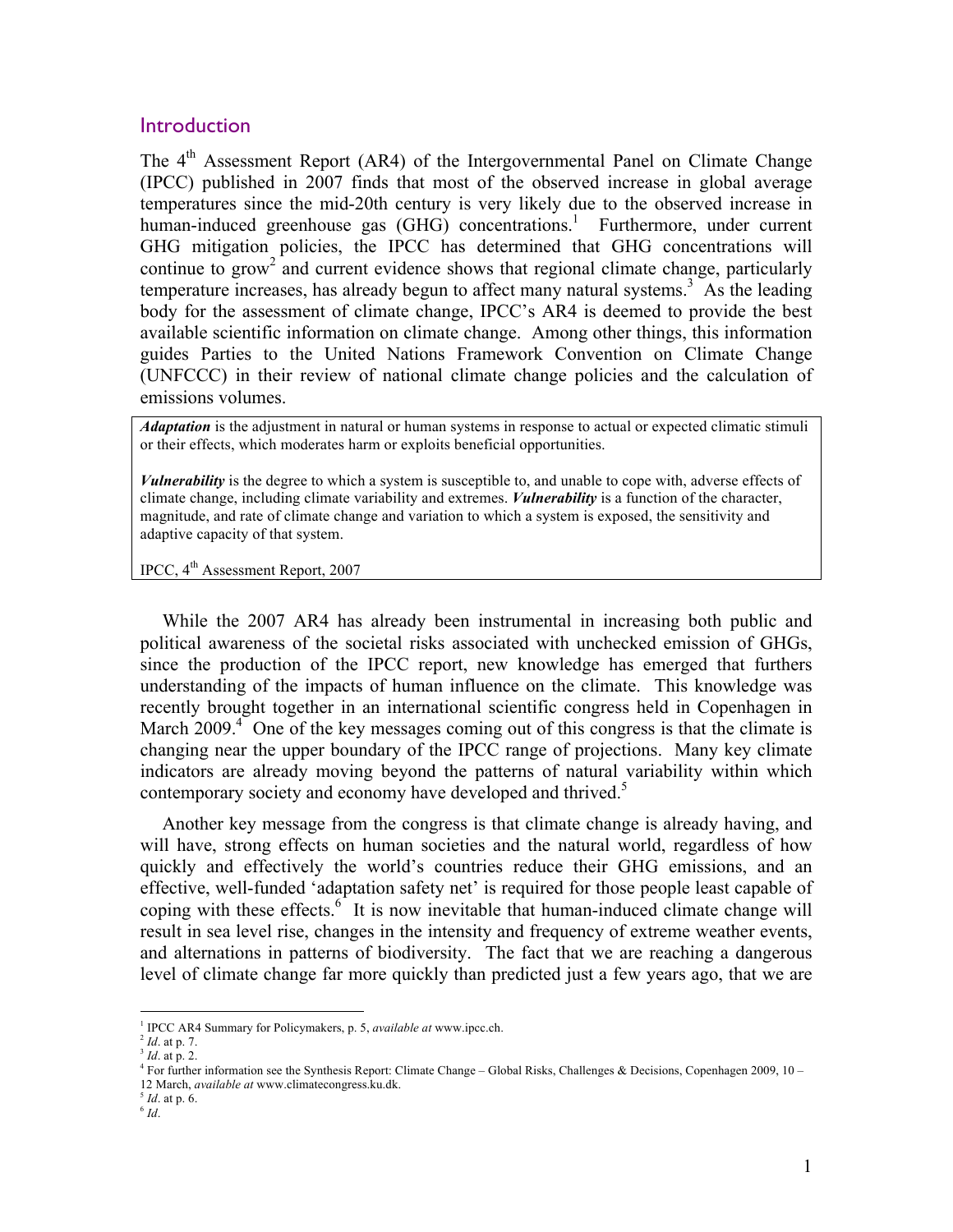## Introduction

The 4th Assessment Report (AR4) of the Intergovernmental Panel on Climate Change (IPCC) published in 2007 finds that most of the observed increase in global average temperatures since the mid-20th century is very likely due to the observed increase in human-induced greenhouse gas (GHG) concentrations.[1] Furthermore, under current GHG mitigation policies, the IPCC has determined that GHG concentrations will continue to grow[2] and current evidence shows that regional climate change, particularly temperature increases, has already begun to affect many natural systems.[3] As the leading body for the assessment of climate change, IPCC's AR4 is deemed to provide the best available scientific information on climate change. Among other things, this information guides Parties to the United Nations Framework Convention on Climate Change (UNFCCC) in their review of national climate change policies and the calculation of emissions volumes.

> ***Adaptation*** is the adjustment in natural or human systems in response to actual or expected climatic stimuli or their effects, which moderates harm or exploits beneficial opportunities.
>
> ***Vulnerability*** is the degree to which a system is susceptible to, and unable to cope with, adverse effects of climate change, including climate variability and extremes. ***Vulnerability*** is a function of the character, magnitude, and rate of climate change and variation to which a system is exposed, the sensitivity and adaptive capacity of that system.
>
> IPCC, 4th Assessment Report, 2007

While the 2007 AR4 has already been instrumental in increasing both public and political awareness of the societal risks associated with unchecked emission of GHGs, since the production of the IPCC report, new knowledge has emerged that furthers understanding of the impacts of human influence on the climate. This knowledge was recently brought together in an international scientific congress held in Copenhagen in March 2009.[4] One of the key messages coming out of this congress is that the climate is changing near the upper boundary of the IPCC range of projections. Many key climate indicators are already moving beyond the patterns of natural variability within which contemporary society and economy have developed and thrived.[5]

Another key message from the congress is that climate change is already having, and will have, strong effects on human societies and the natural world, regardless of how quickly and effectively the world's countries reduce their GHG emissions, and an effective, well-funded 'adaptation safety net' is required for those people least capable of coping with these effects.[6] It is now inevitable that human-induced climate change will result in sea level rise, changes in the intensity and frequency of extreme weather events, and alternations in patterns of biodiversity. The fact that we are reaching a dangerous level of climate change far more quickly than predicted just a few years ago, that we are

---

[1] IPCC AR4 Summary for Policymakers, p. 5, *available at* www.ipcc.ch.

[2] *Id*. at p. 7.

[3] *Id*. at p. 2.

[4] For further information see the Synthesis Report: Climate Change – Global Risks, Challenges & Decisions, Copenhagen 2009, 10 – 12 March, *available at* www.climatecongress.ku.dk.

[5] *Id*. at p. 6.

[6] *Id*.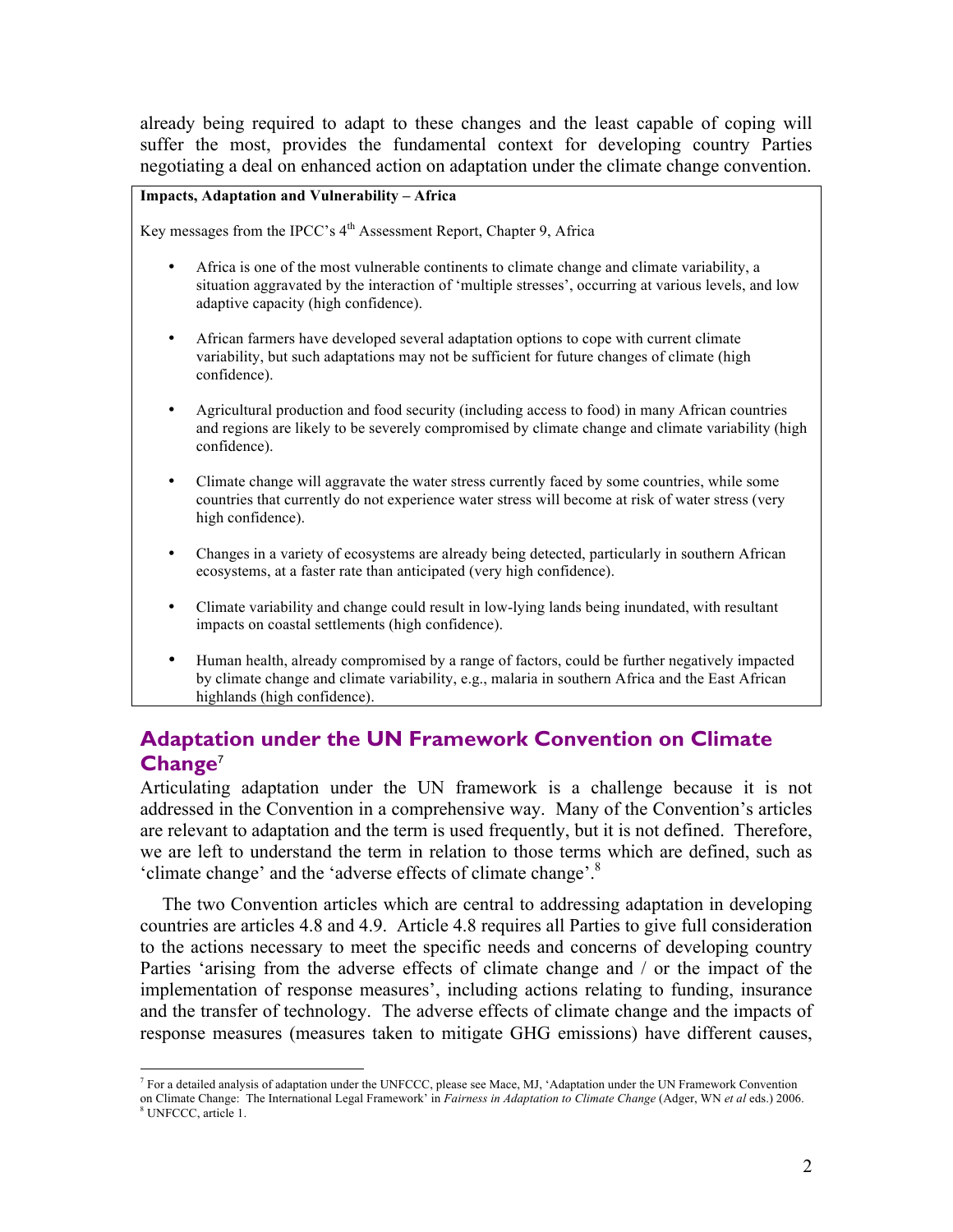already being required to adapt to these changes and the least capable of coping will suffer the most, provides the fundamental context for developing country Parties negotiating a deal on enhanced action on adaptation under the climate change convention.

**Impacts, Adaptation and Vulnerability – Africa**

Key messages from the IPCC's 4th Assessment Report, Chapter 9, Africa

- Africa is one of the most vulnerable continents to climate change and climate variability, a situation aggravated by the interaction of 'multiple stresses', occurring at various levels, and low adaptive capacity (high confidence).
- African farmers have developed several adaptation options to cope with current climate variability, but such adaptations may not be sufficient for future changes of climate (high confidence).
- Agricultural production and food security (including access to food) in many African countries and regions are likely to be severely compromised by climate change and climate variability (high confidence).
- Climate change will aggravate the water stress currently faced by some countries, while some countries that currently do not experience water stress will become at risk of water stress (very high confidence).
- Changes in a variety of ecosystems are already being detected, particularly in southern African ecosystems, at a faster rate than anticipated (very high confidence).
- Climate variability and change could result in low-lying lands being inundated, with resultant impacts on coastal settlements (high confidence).
- Human health, already compromised by a range of factors, could be further negatively impacted by climate change and climate variability, e.g., malaria in southern Africa and the East African highlands (high confidence).

## Adaptation under the UN Framework Convention on Climate Change[7]

Articulating adaptation under the UN framework is a challenge because it is not addressed in the Convention in a comprehensive way. Many of the Convention's articles are relevant to adaptation and the term is used frequently, but it is not defined. Therefore, we are left to understand the term in relation to those terms which are defined, such as 'climate change' and the 'adverse effects of climate change'.[8]

The two Convention articles which are central to addressing adaptation in developing countries are articles 4.8 and 4.9. Article 4.8 requires all Parties to give full consideration to the actions necessary to meet the specific needs and concerns of developing country Parties 'arising from the adverse effects of climate change and / or the impact of the implementation of response measures', including actions relating to funding, insurance and the transfer of technology. The adverse effects of climate change and the impacts of response measures (measures taken to mitigate GHG emissions) have different causes,

[7] For a detailed analysis of adaptation under the UNFCCC, please see Mace, MJ, 'Adaptation under the UN Framework Convention on Climate Change: The International Legal Framework' in *Fairness in Adaptation to Climate Change* (Adger, WN *et al* eds.) 2006.

[8] UNFCCC, article 1.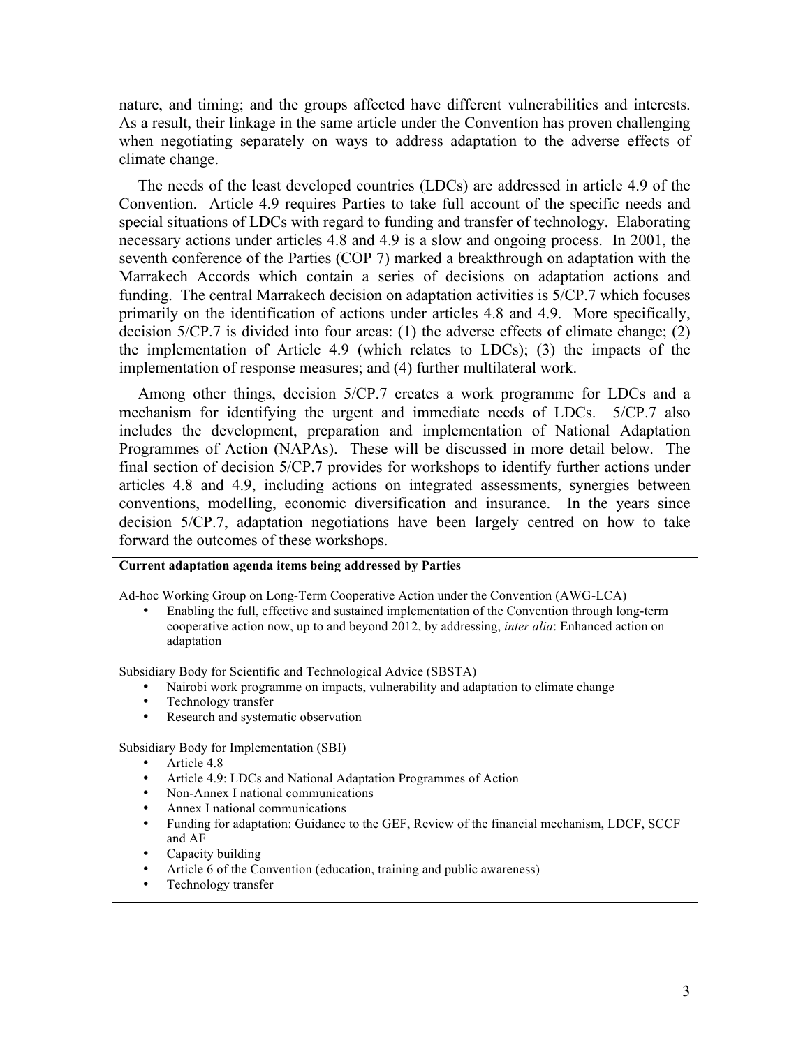nature, and timing; and the groups affected have different vulnerabilities and interests. As a result, their linkage in the same article under the Convention has proven challenging when negotiating separately on ways to address adaptation to the adverse effects of climate change.

The needs of the least developed countries (LDCs) are addressed in article 4.9 of the Convention. Article 4.9 requires Parties to take full account of the specific needs and special situations of LDCs with regard to funding and transfer of technology. Elaborating necessary actions under articles 4.8 and 4.9 is a slow and ongoing process. In 2001, the seventh conference of the Parties (COP 7) marked a breakthrough on adaptation with the Marrakech Accords which contain a series of decisions on adaptation actions and funding. The central Marrakech decision on adaptation activities is 5/CP.7 which focuses primarily on the identification of actions under articles 4.8 and 4.9. More specifically, decision 5/CP.7 is divided into four areas: (1) the adverse effects of climate change; (2) the implementation of Article 4.9 (which relates to LDCs); (3) the impacts of the implementation of response measures; and (4) further multilateral work.

Among other things, decision 5/CP.7 creates a work programme for LDCs and a mechanism for identifying the urgent and immediate needs of LDCs. 5/CP.7 also includes the development, preparation and implementation of National Adaptation Programmes of Action (NAPAs). These will be discussed in more detail below. The final section of decision 5/CP.7 provides for workshops to identify further actions under articles 4.8 and 4.9, including actions on integrated assessments, synergies between conventions, modelling, economic diversification and insurance. In the years since decision 5/CP.7, adaptation negotiations have been largely centred on how to take forward the outcomes of these workshops.

**Current adaptation agenda items being addressed by Parties**

Ad-hoc Working Group on Long-Term Cooperative Action under the Convention (AWG-LCA)

- Enabling the full, effective and sustained implementation of the Convention through long-term cooperative action now, up to and beyond 2012, by addressing, *inter alia*: Enhanced action on adaptation

Subsidiary Body for Scientific and Technological Advice (SBSTA)

- Nairobi work programme on impacts, vulnerability and adaptation to climate change
- Technology transfer
- Research and systematic observation

Subsidiary Body for Implementation (SBI)

- Article 4.8
- Article 4.9: LDCs and National Adaptation Programmes of Action
- Non-Annex I national communications
- Annex I national communications
- Funding for adaptation: Guidance to the GEF, Review of the financial mechanism, LDCF, SCCF and AF
- Capacity building
- Article 6 of the Convention (education, training and public awareness)
- Technology transfer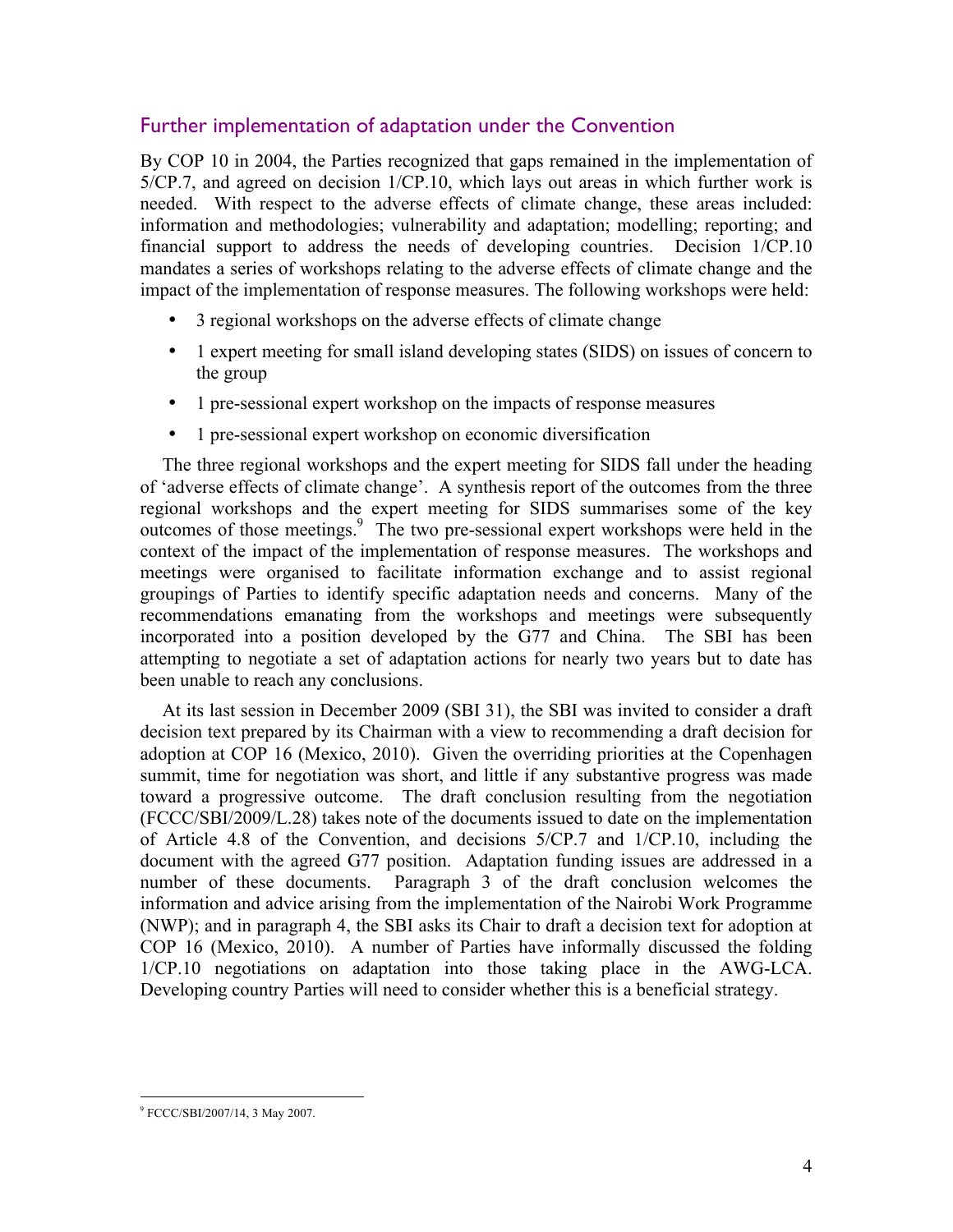## Further implementation of adaptation under the Convention

By COP 10 in 2004, the Parties recognized that gaps remained in the implementation of 5/CP.7, and agreed on decision 1/CP.10, which lays out areas in which further work is needed. With respect to the adverse effects of climate change, these areas included: information and methodologies; vulnerability and adaptation; modelling; reporting; and financial support to address the needs of developing countries. Decision 1/CP.10 mandates a series of workshops relating to the adverse effects of climate change and the impact of the implementation of response measures. The following workshops were held:

- 3 regional workshops on the adverse effects of climate change
- 1 expert meeting for small island developing states (SIDS) on issues of concern to the group
- 1 pre-sessional expert workshop on the impacts of response measures
- 1 pre-sessional expert workshop on economic diversification

The three regional workshops and the expert meeting for SIDS fall under the heading of 'adverse effects of climate change'. A synthesis report of the outcomes from the three regional workshops and the expert meeting for SIDS summarises some of the key outcomes of those meetings.[9] The two pre-sessional expert workshops were held in the context of the impact of the implementation of response measures. The workshops and meetings were organised to facilitate information exchange and to assist regional groupings of Parties to identify specific adaptation needs and concerns. Many of the recommendations emanating from the workshops and meetings were subsequently incorporated into a position developed by the G77 and China. The SBI has been attempting to negotiate a set of adaptation actions for nearly two years but to date has been unable to reach any conclusions.

At its last session in December 2009 (SBI 31), the SBI was invited to consider a draft decision text prepared by its Chairman with a view to recommending a draft decision for adoption at COP 16 (Mexico, 2010). Given the overriding priorities at the Copenhagen summit, time for negotiation was short, and little if any substantive progress was made toward a progressive outcome. The draft conclusion resulting from the negotiation (FCCC/SBI/2009/L.28) takes note of the documents issued to date on the implementation of Article 4.8 of the Convention, and decisions 5/CP.7 and 1/CP.10, including the document with the agreed G77 position. Adaptation funding issues are addressed in a number of these documents. Paragraph 3 of the draft conclusion welcomes the information and advice arising from the implementation of the Nairobi Work Programme (NWP); and in paragraph 4, the SBI asks its Chair to draft a decision text for adoption at COP 16 (Mexico, 2010). A number of Parties have informally discussed the folding 1/CP.10 negotiations on adaptation into those taking place in the AWG-LCA. Developing country Parties will need to consider whether this is a beneficial strategy.

[9] FCCC/SBI/2007/14, 3 May 2007.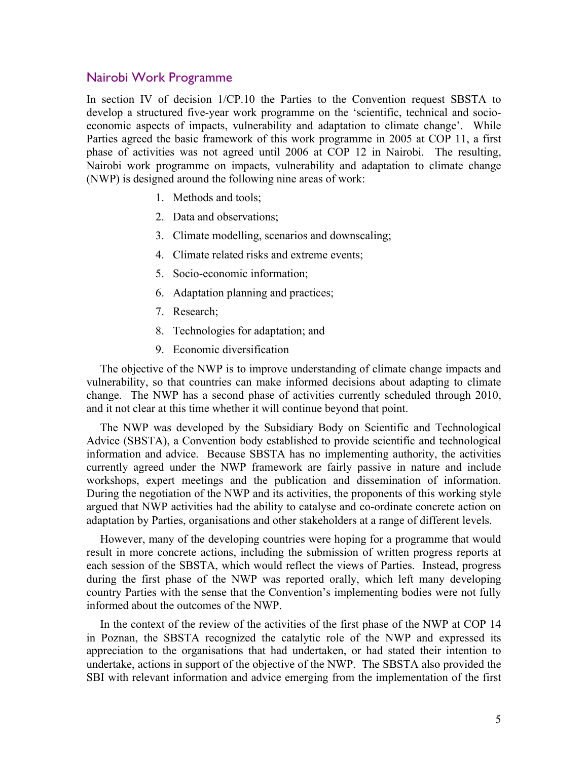## Nairobi Work Programme

In section IV of decision 1/CP.10 the Parties to the Convention request SBSTA to develop a structured five-year work programme on the 'scientific, technical and socio-economic aspects of impacts, vulnerability and adaptation to climate change'. While Parties agreed the basic framework of this work programme in 2005 at COP 11, a first phase of activities was not agreed until 2006 at COP 12 in Nairobi. The resulting, Nairobi work programme on impacts, vulnerability and adaptation to climate change (NWP) is designed around the following nine areas of work:

1. Methods and tools;
2. Data and observations;
3. Climate modelling, scenarios and downscaling;
4. Climate related risks and extreme events;
5. Socio-economic information;
6. Adaptation planning and practices;
7. Research;
8. Technologies for adaptation; and
9. Economic diversification

The objective of the NWP is to improve understanding of climate change impacts and vulnerability, so that countries can make informed decisions about adapting to climate change. The NWP has a second phase of activities currently scheduled through 2010, and it not clear at this time whether it will continue beyond that point.

The NWP was developed by the Subsidiary Body on Scientific and Technological Advice (SBSTA), a Convention body established to provide scientific and technological information and advice. Because SBSTA has no implementing authority, the activities currently agreed under the NWP framework are fairly passive in nature and include workshops, expert meetings and the publication and dissemination of information. During the negotiation of the NWP and its activities, the proponents of this working style argued that NWP activities had the ability to catalyse and co-ordinate concrete action on adaptation by Parties, organisations and other stakeholders at a range of different levels.

However, many of the developing countries were hoping for a programme that would result in more concrete actions, including the submission of written progress reports at each session of the SBSTA, which would reflect the views of Parties. Instead, progress during the first phase of the NWP was reported orally, which left many developing country Parties with the sense that the Convention's implementing bodies were not fully informed about the outcomes of the NWP.

In the context of the review of the activities of the first phase of the NWP at COP 14 in Poznan, the SBSTA recognized the catalytic role of the NWP and expressed its appreciation to the organisations that had undertaken, or had stated their intention to undertake, actions in support of the objective of the NWP. The SBSTA also provided the SBI with relevant information and advice emerging from the implementation of the first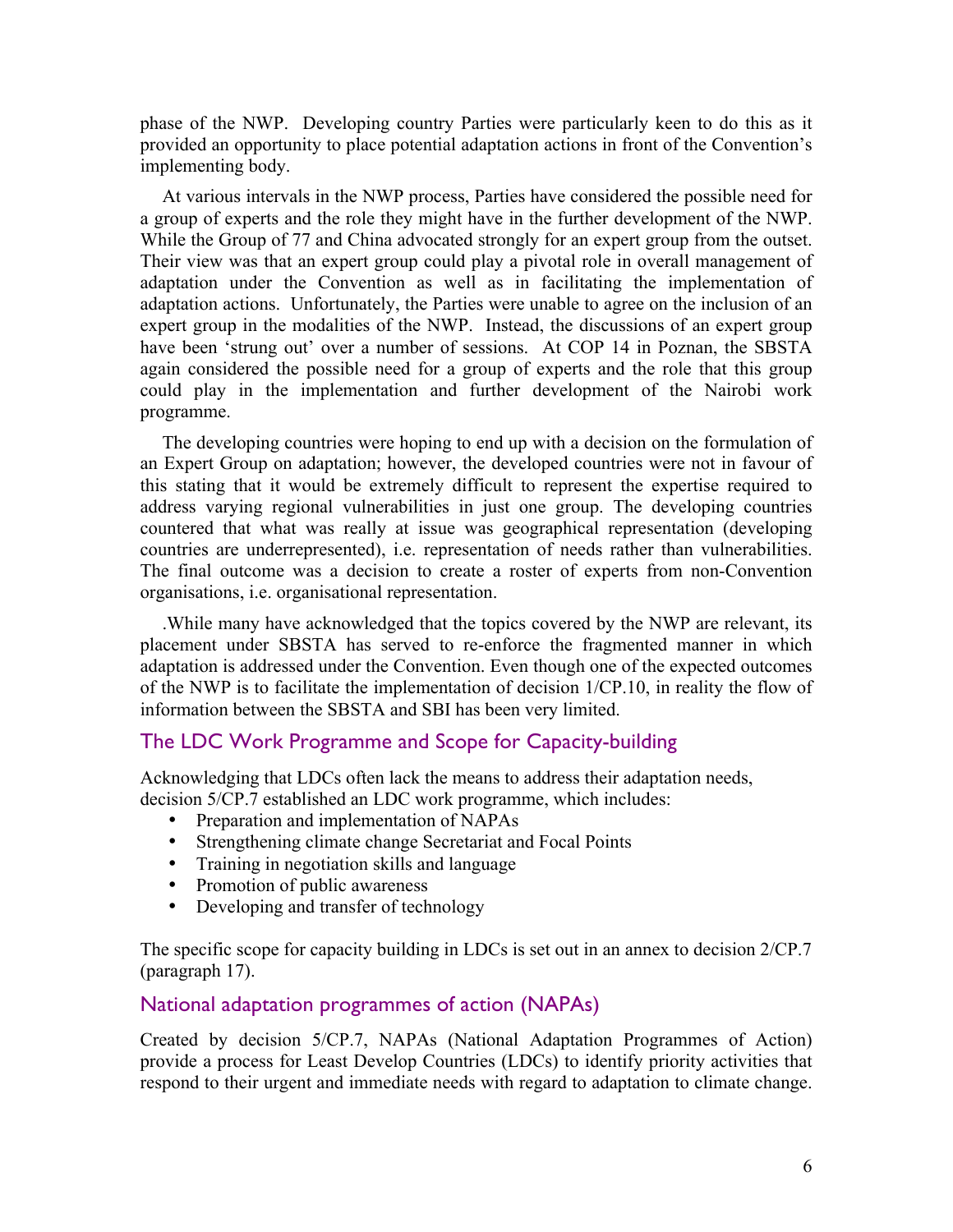phase of the NWP. Developing country Parties were particularly keen to do this as it provided an opportunity to place potential adaptation actions in front of the Convention's implementing body.

At various intervals in the NWP process, Parties have considered the possible need for a group of experts and the role they might have in the further development of the NWP. While the Group of 77 and China advocated strongly for an expert group from the outset. Their view was that an expert group could play a pivotal role in overall management of adaptation under the Convention as well as in facilitating the implementation of adaptation actions. Unfortunately, the Parties were unable to agree on the inclusion of an expert group in the modalities of the NWP. Instead, the discussions of an expert group have been 'strung out' over a number of sessions. At COP 14 in Poznan, the SBSTA again considered the possible need for a group of experts and the role that this group could play in the implementation and further development of the Nairobi work programme.

The developing countries were hoping to end up with a decision on the formulation of an Expert Group on adaptation; however, the developed countries were not in favour of this stating that it would be extremely difficult to represent the expertise required to address varying regional vulnerabilities in just one group. The developing countries countered that what was really at issue was geographical representation (developing countries are underrepresented), i.e. representation of needs rather than vulnerabilities. The final outcome was a decision to create a roster of experts from non-Convention organisations, i.e. organisational representation.

.While many have acknowledged that the topics covered by the NWP are relevant, its placement under SBSTA has served to re-enforce the fragmented manner in which adaptation is addressed under the Convention. Even though one of the expected outcomes of the NWP is to facilitate the implementation of decision 1/CP.10, in reality the flow of information between the SBSTA and SBI has been very limited.

## The LDC Work Programme and Scope for Capacity-building

Acknowledging that LDCs often lack the means to address their adaptation needs, decision 5/CP.7 established an LDC work programme, which includes:

- Preparation and implementation of NAPAs
- Strengthening climate change Secretariat and Focal Points
- Training in negotiation skills and language
- Promotion of public awareness
- Developing and transfer of technology

The specific scope for capacity building in LDCs is set out in an annex to decision 2/CP.7 (paragraph 17).

## National adaptation programmes of action (NAPAs)

Created by decision 5/CP.7, NAPAs (National Adaptation Programmes of Action) provide a process for Least Develop Countries (LDCs) to identify priority activities that respond to their urgent and immediate needs with regard to adaptation to climate change.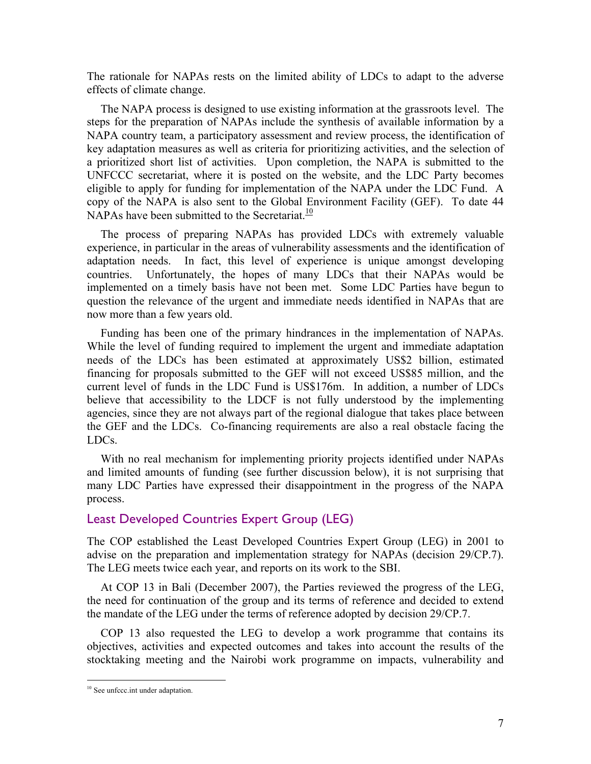The rationale for NAPAs rests on the limited ability of LDCs to adapt to the adverse effects of climate change.

The NAPA process is designed to use existing information at the grassroots level. The steps for the preparation of NAPAs include the synthesis of available information by a NAPA country team, a participatory assessment and review process, the identification of key adaptation measures as well as criteria for prioritizing activities, and the selection of a prioritized short list of activities. Upon completion, the NAPA is submitted to the UNFCCC secretariat, where it is posted on the website, and the LDC Party becomes eligible to apply for funding for implementation of the NAPA under the LDC Fund. A copy of the NAPA is also sent to the Global Environment Facility (GEF). To date 44 NAPAs have been submitted to the Secretariat.[10]

The process of preparing NAPAs has provided LDCs with extremely valuable experience, in particular in the areas of vulnerability assessments and the identification of adaptation needs. In fact, this level of experience is unique amongst developing countries. Unfortunately, the hopes of many LDCs that their NAPAs would be implemented on a timely basis have not been met. Some LDC Parties have begun to question the relevance of the urgent and immediate needs identified in NAPAs that are now more than a few years old.

Funding has been one of the primary hindrances in the implementation of NAPAs. While the level of funding required to implement the urgent and immediate adaptation needs of the LDCs has been estimated at approximately US$2 billion, estimated financing for proposals submitted to the GEF will not exceed US$85 million, and the current level of funds in the LDC Fund is US$176m. In addition, a number of LDCs believe that accessibility to the LDCF is not fully understood by the implementing agencies, since they are not always part of the regional dialogue that takes place between the GEF and the LDCs. Co-financing requirements are also a real obstacle facing the LDCs.

With no real mechanism for implementing priority projects identified under NAPAs and limited amounts of funding (see further discussion below), it is not surprising that many LDC Parties have expressed their disappointment in the progress of the NAPA process.

## Least Developed Countries Expert Group (LEG)

The COP established the Least Developed Countries Expert Group (LEG) in 2001 to advise on the preparation and implementation strategy for NAPAs (decision 29/CP.7). The LEG meets twice each year, and reports on its work to the SBI.

At COP 13 in Bali (December 2007), the Parties reviewed the progress of the LEG, the need for continuation of the group and its terms of reference and decided to extend the mandate of the LEG under the terms of reference adopted by decision 29/CP.7.

COP 13 also requested the LEG to develop a work programme that contains its objectives, activities and expected outcomes and takes into account the results of the stocktaking meeting and the Nairobi work programme on impacts, vulnerability and

---

[10] See unfccc.int under adaptation.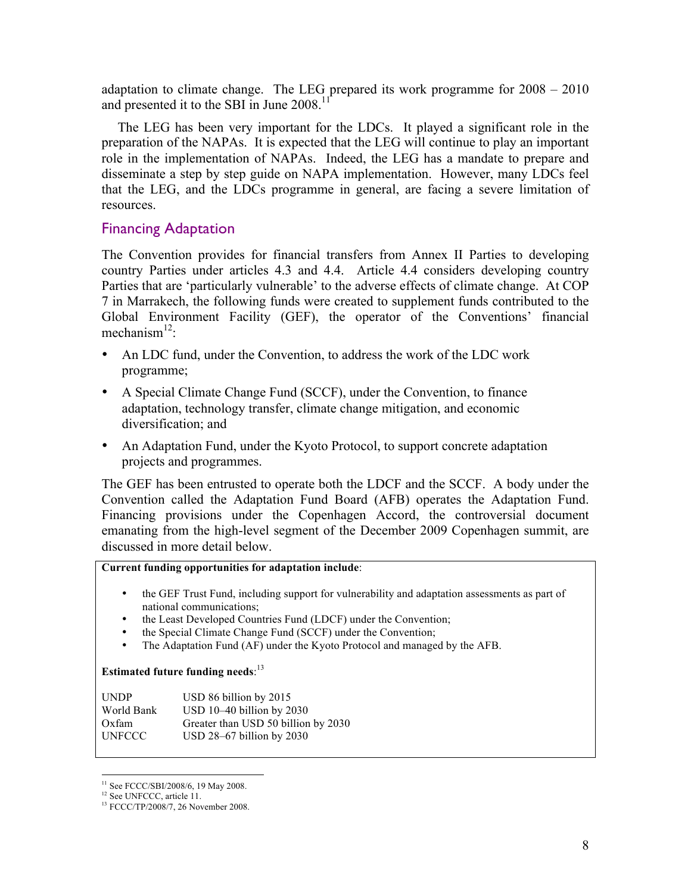adaptation to climate change. The LEG prepared its work programme for 2008 – 2010 and presented it to the SBI in June 2008.[11]

The LEG has been very important for the LDCs. It played a significant role in the preparation of the NAPAs. It is expected that the LEG will continue to play an important role in the implementation of NAPAs. Indeed, the LEG has a mandate to prepare and disseminate a step by step guide on NAPA implementation. However, many LDCs feel that the LEG, and the LDCs programme in general, are facing a severe limitation of resources.

## Financing Adaptation

The Convention provides for financial transfers from Annex II Parties to developing country Parties under articles 4.3 and 4.4. Article 4.4 considers developing country Parties that are 'particularly vulnerable' to the adverse effects of climate change. At COP 7 in Marrakech, the following funds were created to supplement funds contributed to the Global Environment Facility (GEF), the operator of the Conventions' financial mechanism[12]:

- An LDC fund, under the Convention, to address the work of the LDC work programme;
- A Special Climate Change Fund (SCCF), under the Convention, to finance adaptation, technology transfer, climate change mitigation, and economic diversification; and
- An Adaptation Fund, under the Kyoto Protocol, to support concrete adaptation projects and programmes.

The GEF has been entrusted to operate both the LDCF and the SCCF. A body under the Convention called the Adaptation Fund Board (AFB) operates the Adaptation Fund. Financing provisions under the Copenhagen Accord, the controversial document emanating from the high-level segment of the December 2009 Copenhagen summit, are discussed in more detail below.

**Current funding opportunities for adaptation include**:

- the GEF Trust Fund, including support for vulnerability and adaptation assessments as part of national communications;
- the Least Developed Countries Fund (LDCF) under the Convention;
- the Special Climate Change Fund (SCCF) under the Convention;
- The Adaptation Fund (AF) under the Kyoto Protocol and managed by the AFB.

**Estimated future funding needs**:[13]

| | |
|---|---|
| UNDP | USD 86 billion by 2015 |
| World Bank | USD 10–40 billion by 2030 |
| Oxfam | Greater than USD 50 billion by 2030 |
| UNFCCC | USD 28–67 billion by 2030 |

[11] See FCCC/SBI/2008/6, 19 May 2008.

[12] See UNFCCC, article 11.

[13] FCCC/TP/2008/7, 26 November 2008.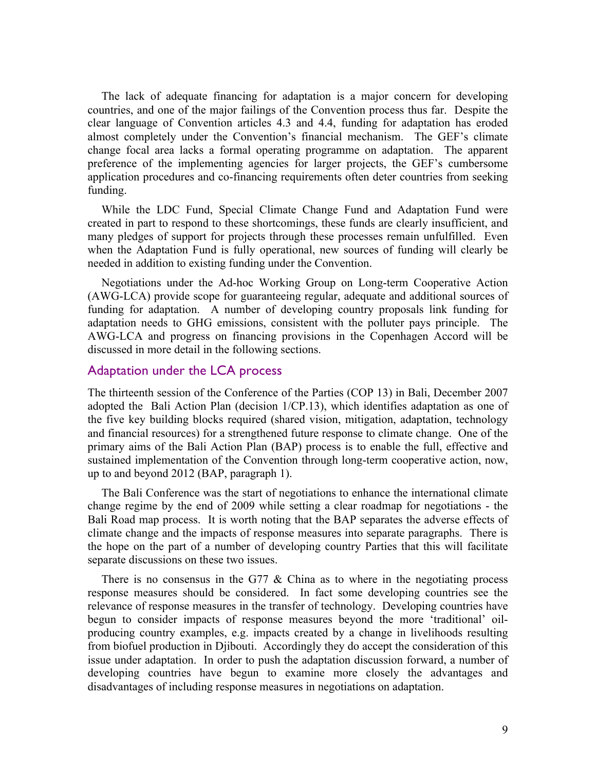The lack of adequate financing for adaptation is a major concern for developing countries, and one of the major failings of the Convention process thus far. Despite the clear language of Convention articles 4.3 and 4.4, funding for adaptation has eroded almost completely under the Convention's financial mechanism. The GEF's climate change focal area lacks a formal operating programme on adaptation. The apparent preference of the implementing agencies for larger projects, the GEF's cumbersome application procedures and co-financing requirements often deter countries from seeking funding.

While the LDC Fund, Special Climate Change Fund and Adaptation Fund were created in part to respond to these shortcomings, these funds are clearly insufficient, and many pledges of support for projects through these processes remain unfulfilled. Even when the Adaptation Fund is fully operational, new sources of funding will clearly be needed in addition to existing funding under the Convention.

Negotiations under the Ad-hoc Working Group on Long-term Cooperative Action (AWG-LCA) provide scope for guaranteeing regular, adequate and additional sources of funding for adaptation. A number of developing country proposals link funding for adaptation needs to GHG emissions, consistent with the polluter pays principle. The AWG-LCA and progress on financing provisions in the Copenhagen Accord will be discussed in more detail in the following sections.

## Adaptation under the LCA process

The thirteenth session of the Conference of the Parties (COP 13) in Bali, December 2007 adopted the Bali Action Plan (decision 1/CP.13), which identifies adaptation as one of the five key building blocks required (shared vision, mitigation, adaptation, technology and financial resources) for a strengthened future response to climate change. One of the primary aims of the Bali Action Plan (BAP) process is to enable the full, effective and sustained implementation of the Convention through long-term cooperative action, now, up to and beyond 2012 (BAP, paragraph 1).

The Bali Conference was the start of negotiations to enhance the international climate change regime by the end of 2009 while setting a clear roadmap for negotiations - the Bali Road map process. It is worth noting that the BAP separates the adverse effects of climate change and the impacts of response measures into separate paragraphs. There is the hope on the part of a number of developing country Parties that this will facilitate separate discussions on these two issues.

There is no consensus in the G77 & China as to where in the negotiating process response measures should be considered. In fact some developing countries see the relevance of response measures in the transfer of technology. Developing countries have begun to consider impacts of response measures beyond the more 'traditional' oil-producing country examples, e.g. impacts created by a change in livelihoods resulting from biofuel production in Djibouti. Accordingly they do accept the consideration of this issue under adaptation. In order to push the adaptation discussion forward, a number of developing countries have begun to examine more closely the advantages and disadvantages of including response measures in negotiations on adaptation.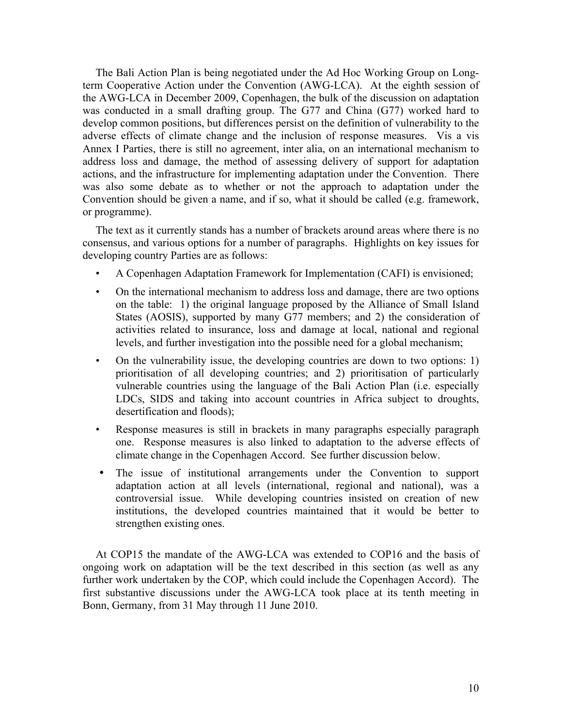The Bali Action Plan is being negotiated under the Ad Hoc Working Group on Long-term Cooperative Action under the Convention (AWG-LCA). At the eighth session of the AWG-LCA in December 2009, Copenhagen, the bulk of the discussion on adaptation was conducted in a small drafting group. The G77 and China (G77) worked hard to develop common positions, but differences persist on the definition of vulnerability to the adverse effects of climate change and the inclusion of response measures. Vis a vis Annex I Parties, there is still no agreement, inter alia, on an international mechanism to address loss and damage, the method of assessing delivery of support for adaptation actions, and the infrastructure for implementing adaptation under the Convention. There was also some debate as to whether or not the approach to adaptation under the Convention should be given a name, and if so, what it should be called (e.g. framework, or programme).

The text as it currently stands has a number of brackets around areas where there is no consensus, and various options for a number of paragraphs. Highlights on key issues for developing country Parties are as follows:

- A Copenhagen Adaptation Framework for Implementation (CAFI) is envisioned;
- On the international mechanism to address loss and damage, there are two options on the table: 1) the original language proposed by the Alliance of Small Island States (AOSIS), supported by many G77 members; and 2) the consideration of activities related to insurance, loss and damage at local, national and regional levels, and further investigation into the possible need for a global mechanism;
- On the vulnerability issue, the developing countries are down to two options: 1) prioritisation of all developing countries; and 2) prioritisation of particularly vulnerable countries using the language of the Bali Action Plan (i.e. especially LDCs, SIDS and taking into account countries in Africa subject to droughts, desertification and floods);
- Response measures is still in brackets in many paragraphs especially paragraph one. Response measures is also linked to adaptation to the adverse effects of climate change in the Copenhagen Accord. See further discussion below.
- The issue of institutional arrangements under the Convention to support adaptation action at all levels (international, regional and national), was a controversial issue. While developing countries insisted on creation of new institutions, the developed countries maintained that it would be better to strengthen existing ones.

At COP15 the mandate of the AWG-LCA was extended to COP16 and the basis of ongoing work on adaptation will be the text described in this section (as well as any further work undertaken by the COP, which could include the Copenhagen Accord). The first substantive discussions under the AWG-LCA took place at its tenth meeting in Bonn, Germany, from 31 May through 11 June 2010.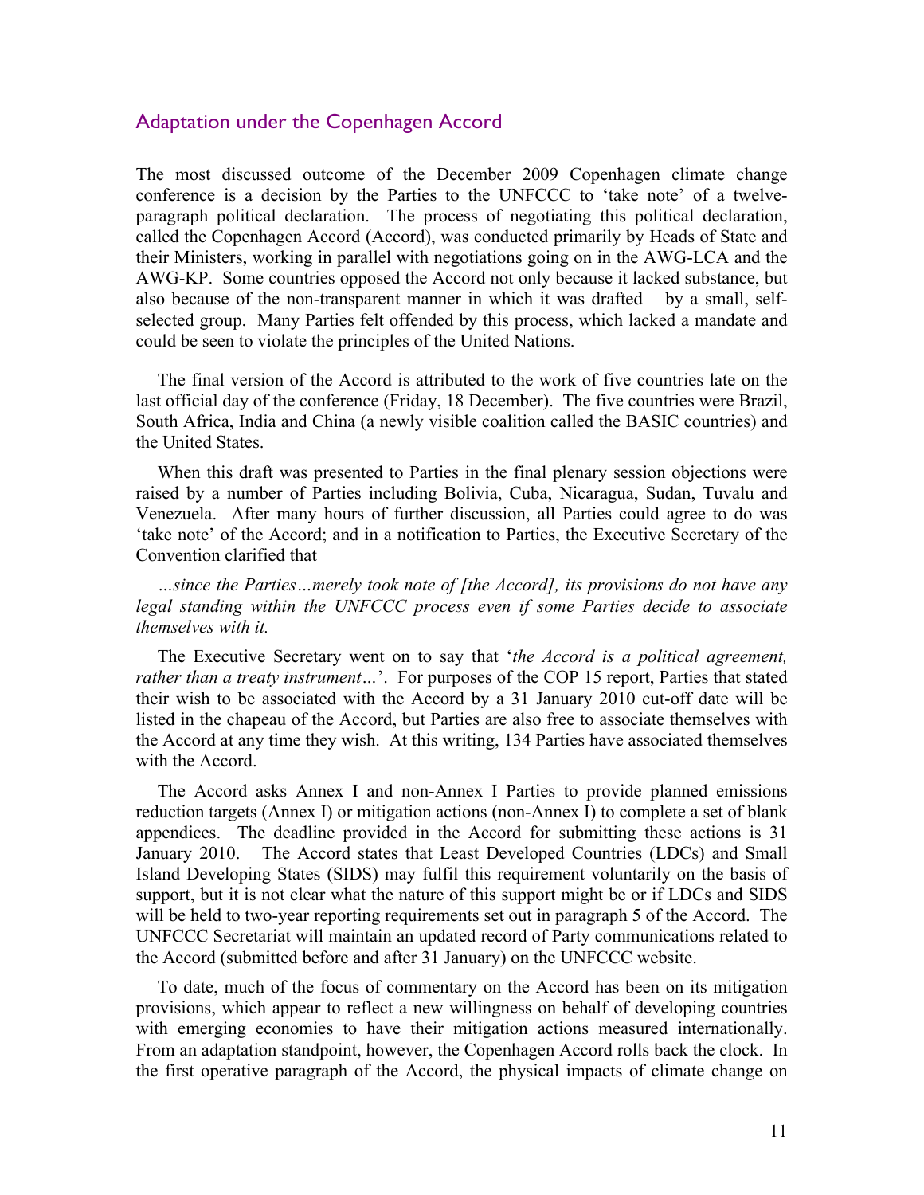## Adaptation under the Copenhagen Accord

The most discussed outcome of the December 2009 Copenhagen climate change conference is a decision by the Parties to the UNFCCC to 'take note' of a twelve-paragraph political declaration. The process of negotiating this political declaration, called the Copenhagen Accord (Accord), was conducted primarily by Heads of State and their Ministers, working in parallel with negotiations going on in the AWG-LCA and the AWG-KP. Some countries opposed the Accord not only because it lacked substance, but also because of the non-transparent manner in which it was drafted – by a small, self-selected group. Many Parties felt offended by this process, which lacked a mandate and could be seen to violate the principles of the United Nations.

The final version of the Accord is attributed to the work of five countries late on the last official day of the conference (Friday, 18 December). The five countries were Brazil, South Africa, India and China (a newly visible coalition called the BASIC countries) and the United States.

When this draft was presented to Parties in the final plenary session objections were raised by a number of Parties including Bolivia, Cuba, Nicaragua, Sudan, Tuvalu and Venezuela. After many hours of further discussion, all Parties could agree to do was 'take note' of the Accord; and in a notification to Parties, the Executive Secretary of the Convention clarified that

*…since the Parties…merely took note of [the Accord], its provisions do not have any legal standing within the UNFCCC process even if some Parties decide to associate themselves with it.*

The Executive Secretary went on to say that '*the Accord is a political agreement, rather than a treaty instrument…*'. For purposes of the COP 15 report, Parties that stated their wish to be associated with the Accord by a 31 January 2010 cut-off date will be listed in the chapeau of the Accord, but Parties are also free to associate themselves with the Accord at any time they wish. At this writing, 134 Parties have associated themselves with the Accord.

The Accord asks Annex I and non-Annex I Parties to provide planned emissions reduction targets (Annex I) or mitigation actions (non-Annex I) to complete a set of blank appendices. The deadline provided in the Accord for submitting these actions is 31 January 2010. The Accord states that Least Developed Countries (LDCs) and Small Island Developing States (SIDS) may fulfil this requirement voluntarily on the basis of support, but it is not clear what the nature of this support might be or if LDCs and SIDS will be held to two-year reporting requirements set out in paragraph 5 of the Accord. The UNFCCC Secretariat will maintain an updated record of Party communications related to the Accord (submitted before and after 31 January) on the UNFCCC website.

To date, much of the focus of commentary on the Accord has been on its mitigation provisions, which appear to reflect a new willingness on behalf of developing countries with emerging economies to have their mitigation actions measured internationally. From an adaptation standpoint, however, the Copenhagen Accord rolls back the clock. In the first operative paragraph of the Accord, the physical impacts of climate change on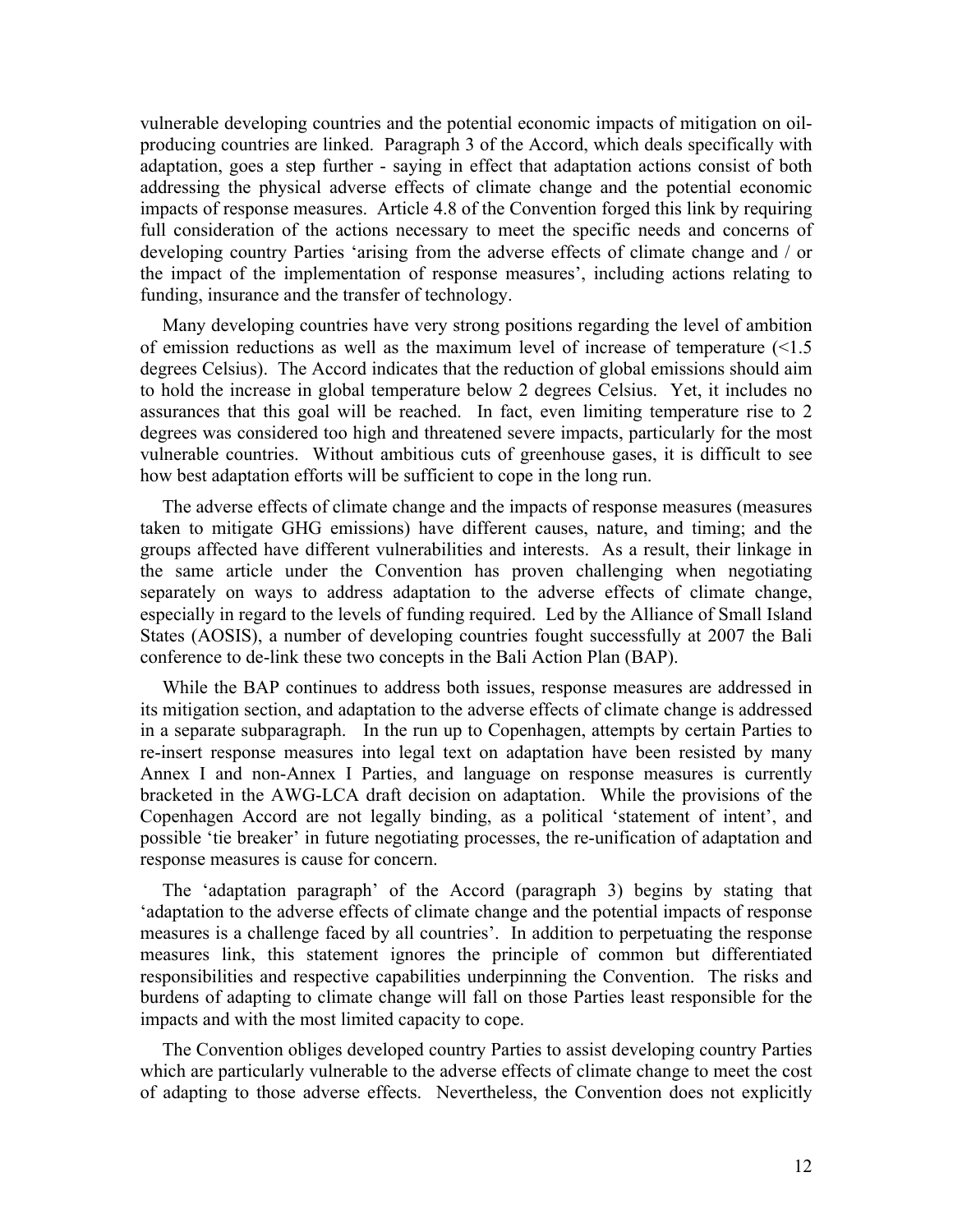vulnerable developing countries and the potential economic impacts of mitigation on oil-producing countries are linked. Paragraph 3 of the Accord, which deals specifically with adaptation, goes a step further - saying in effect that adaptation actions consist of both addressing the physical adverse effects of climate change and the potential economic impacts of response measures. Article 4.8 of the Convention forged this link by requiring full consideration of the actions necessary to meet the specific needs and concerns of developing country Parties 'arising from the adverse effects of climate change and / or the impact of the implementation of response measures', including actions relating to funding, insurance and the transfer of technology.

Many developing countries have very strong positions regarding the level of ambition of emission reductions as well as the maximum level of increase of temperature (<1.5 degrees Celsius). The Accord indicates that the reduction of global emissions should aim to hold the increase in global temperature below 2 degrees Celsius. Yet, it includes no assurances that this goal will be reached. In fact, even limiting temperature rise to 2 degrees was considered too high and threatened severe impacts, particularly for the most vulnerable countries. Without ambitious cuts of greenhouse gases, it is difficult to see how best adaptation efforts will be sufficient to cope in the long run.

The adverse effects of climate change and the impacts of response measures (measures taken to mitigate GHG emissions) have different causes, nature, and timing; and the groups affected have different vulnerabilities and interests. As a result, their linkage in the same article under the Convention has proven challenging when negotiating separately on ways to address adaptation to the adverse effects of climate change, especially in regard to the levels of funding required. Led by the Alliance of Small Island States (AOSIS), a number of developing countries fought successfully at 2007 the Bali conference to de-link these two concepts in the Bali Action Plan (BAP).

While the BAP continues to address both issues, response measures are addressed in its mitigation section, and adaptation to the adverse effects of climate change is addressed in a separate subparagraph. In the run up to Copenhagen, attempts by certain Parties to re-insert response measures into legal text on adaptation have been resisted by many Annex I and non-Annex I Parties, and language on response measures is currently bracketed in the AWG-LCA draft decision on adaptation. While the provisions of the Copenhagen Accord are not legally binding, as a political 'statement of intent', and possible 'tie breaker' in future negotiating processes, the re-unification of adaptation and response measures is cause for concern.

The 'adaptation paragraph' of the Accord (paragraph 3) begins by stating that 'adaptation to the adverse effects of climate change and the potential impacts of response measures is a challenge faced by all countries'. In addition to perpetuating the response measures link, this statement ignores the principle of common but differentiated responsibilities and respective capabilities underpinning the Convention. The risks and burdens of adapting to climate change will fall on those Parties least responsible for the impacts and with the most limited capacity to cope.

The Convention obliges developed country Parties to assist developing country Parties which are particularly vulnerable to the adverse effects of climate change to meet the cost of adapting to those adverse effects. Nevertheless, the Convention does not explicitly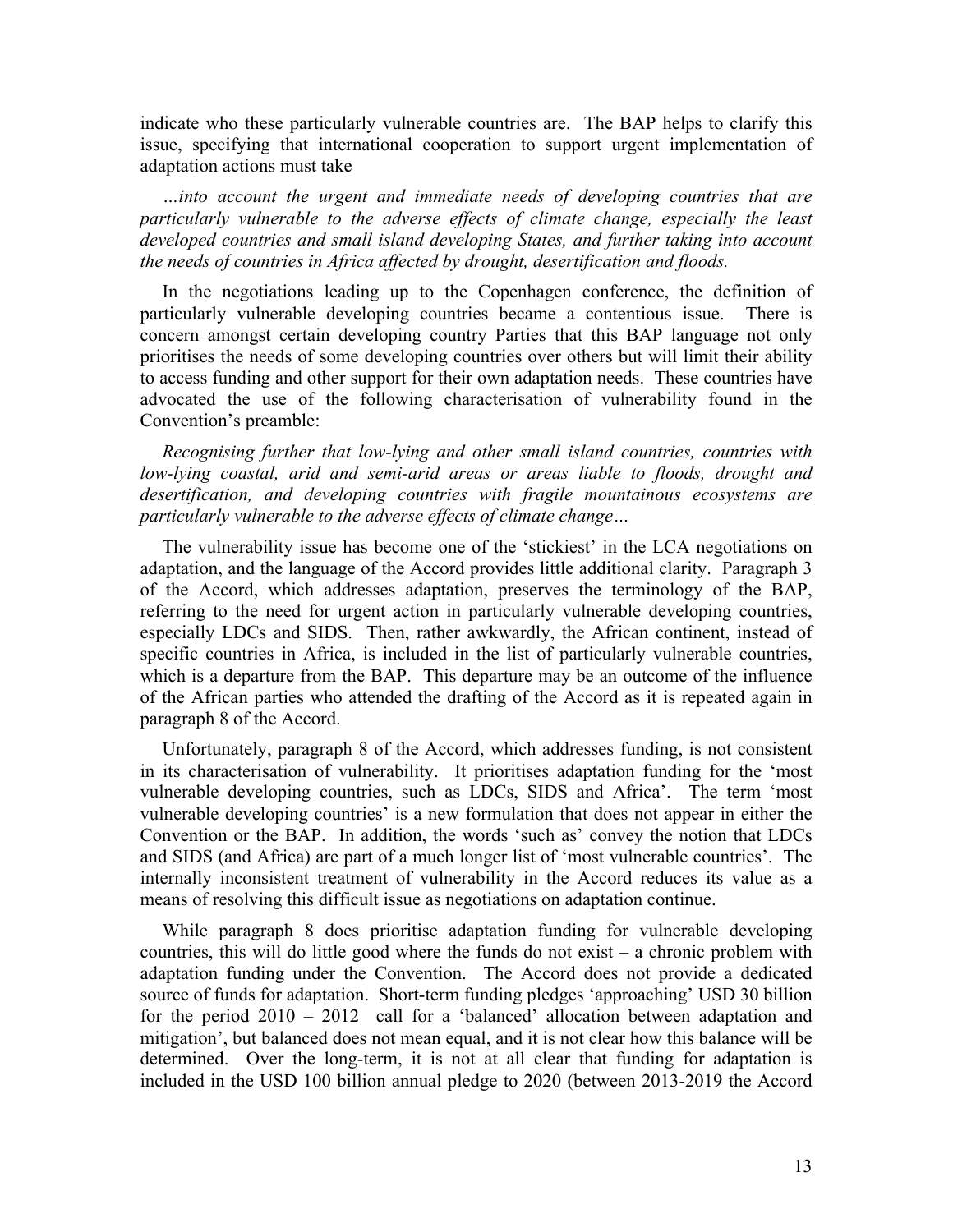indicate who these particularly vulnerable countries are. The BAP helps to clarify this issue, specifying that international cooperation to support urgent implementation of adaptation actions must take

*…into account the urgent and immediate needs of developing countries that are particularly vulnerable to the adverse effects of climate change, especially the least developed countries and small island developing States, and further taking into account the needs of countries in Africa affected by drought, desertification and floods.*

In the negotiations leading up to the Copenhagen conference, the definition of particularly vulnerable developing countries became a contentious issue. There is concern amongst certain developing country Parties that this BAP language not only prioritises the needs of some developing countries over others but will limit their ability to access funding and other support for their own adaptation needs. These countries have advocated the use of the following characterisation of vulnerability found in the Convention's preamble:

*Recognising further that low-lying and other small island countries, countries with low-lying coastal, arid and semi-arid areas or areas liable to floods, drought and desertification, and developing countries with fragile mountainous ecosystems are particularly vulnerable to the adverse effects of climate change…*

The vulnerability issue has become one of the 'stickiest' in the LCA negotiations on adaptation, and the language of the Accord provides little additional clarity. Paragraph 3 of the Accord, which addresses adaptation, preserves the terminology of the BAP, referring to the need for urgent action in particularly vulnerable developing countries, especially LDCs and SIDS. Then, rather awkwardly, the African continent, instead of specific countries in Africa, is included in the list of particularly vulnerable countries, which is a departure from the BAP. This departure may be an outcome of the influence of the African parties who attended the drafting of the Accord as it is repeated again in paragraph 8 of the Accord.

Unfortunately, paragraph 8 of the Accord, which addresses funding, is not consistent in its characterisation of vulnerability. It prioritises adaptation funding for the 'most vulnerable developing countries, such as LDCs, SIDS and Africa'. The term 'most vulnerable developing countries' is a new formulation that does not appear in either the Convention or the BAP. In addition, the words 'such as' convey the notion that LDCs and SIDS (and Africa) are part of a much longer list of 'most vulnerable countries'. The internally inconsistent treatment of vulnerability in the Accord reduces its value as a means of resolving this difficult issue as negotiations on adaptation continue.

While paragraph 8 does prioritise adaptation funding for vulnerable developing countries, this will do little good where the funds do not exist – a chronic problem with adaptation funding under the Convention. The Accord does not provide a dedicated source of funds for adaptation. Short-term funding pledges 'approaching' USD 30 billion for the period 2010 – 2012 call for a 'balanced' allocation between adaptation and mitigation', but balanced does not mean equal, and it is not clear how this balance will be determined. Over the long-term, it is not at all clear that funding for adaptation is included in the USD 100 billion annual pledge to 2020 (between 2013-2019 the Accord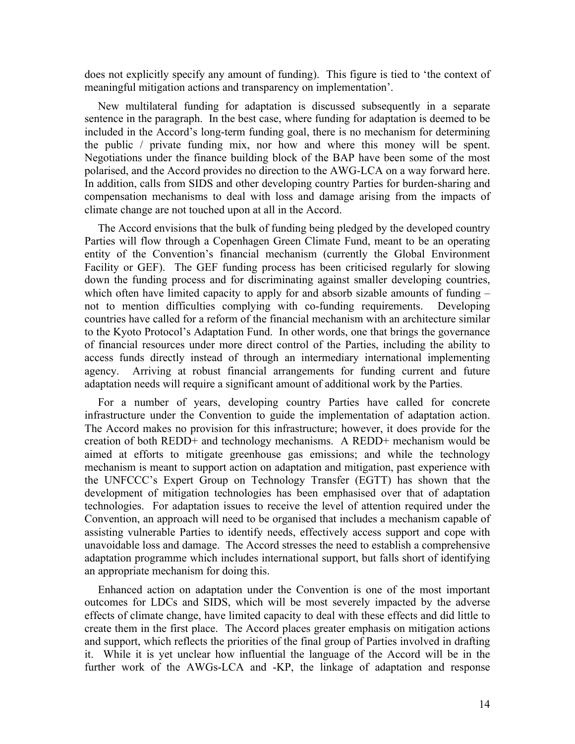does not explicitly specify any amount of funding). This figure is tied to 'the context of meaningful mitigation actions and transparency on implementation'.

New multilateral funding for adaptation is discussed subsequently in a separate sentence in the paragraph. In the best case, where funding for adaptation is deemed to be included in the Accord's long-term funding goal, there is no mechanism for determining the public / private funding mix, nor how and where this money will be spent. Negotiations under the finance building block of the BAP have been some of the most polarised, and the Accord provides no direction to the AWG-LCA on a way forward here. In addition, calls from SIDS and other developing country Parties for burden-sharing and compensation mechanisms to deal with loss and damage arising from the impacts of climate change are not touched upon at all in the Accord.

The Accord envisions that the bulk of funding being pledged by the developed country Parties will flow through a Copenhagen Green Climate Fund, meant to be an operating entity of the Convention's financial mechanism (currently the Global Environment Facility or GEF). The GEF funding process has been criticised regularly for slowing down the funding process and for discriminating against smaller developing countries, which often have limited capacity to apply for and absorb sizable amounts of funding – not to mention difficulties complying with co-funding requirements. Developing countries have called for a reform of the financial mechanism with an architecture similar to the Kyoto Protocol's Adaptation Fund. In other words, one that brings the governance of financial resources under more direct control of the Parties, including the ability to access funds directly instead of through an intermediary international implementing agency. Arriving at robust financial arrangements for funding current and future adaptation needs will require a significant amount of additional work by the Parties.

For a number of years, developing country Parties have called for concrete infrastructure under the Convention to guide the implementation of adaptation action. The Accord makes no provision for this infrastructure; however, it does provide for the creation of both REDD+ and technology mechanisms. A REDD+ mechanism would be aimed at efforts to mitigate greenhouse gas emissions; and while the technology mechanism is meant to support action on adaptation and mitigation, past experience with the UNFCCC's Expert Group on Technology Transfer (EGTT) has shown that the development of mitigation technologies has been emphasised over that of adaptation technologies. For adaptation issues to receive the level of attention required under the Convention, an approach will need to be organised that includes a mechanism capable of assisting vulnerable Parties to identify needs, effectively access support and cope with unavoidable loss and damage. The Accord stresses the need to establish a comprehensive adaptation programme which includes international support, but falls short of identifying an appropriate mechanism for doing this.

Enhanced action on adaptation under the Convention is one of the most important outcomes for LDCs and SIDS, which will be most severely impacted by the adverse effects of climate change, have limited capacity to deal with these effects and did little to create them in the first place. The Accord places greater emphasis on mitigation actions and support, which reflects the priorities of the final group of Parties involved in drafting it. While it is yet unclear how influential the language of the Accord will be in the further work of the AWGs-LCA and -KP, the linkage of adaptation and response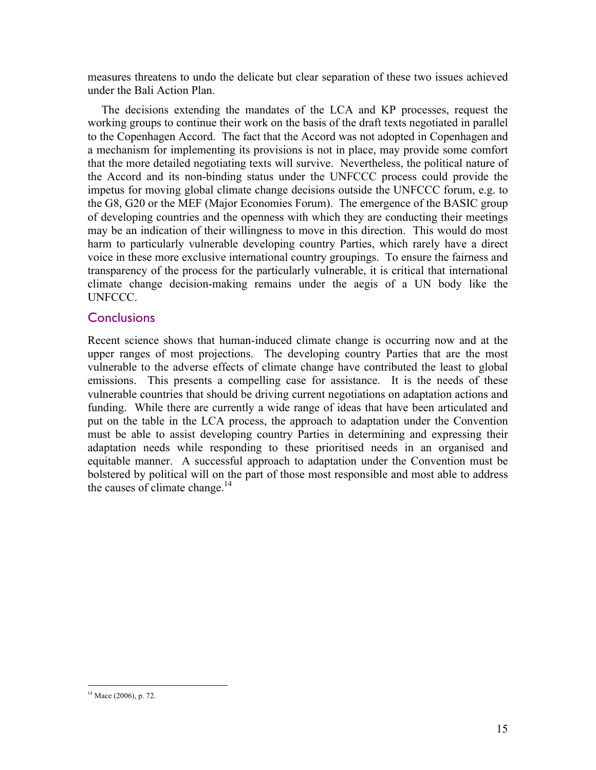measures threatens to undo the delicate but clear separation of these two issues achieved under the Bali Action Plan.

The decisions extending the mandates of the LCA and KP processes, request the working groups to continue their work on the basis of the draft texts negotiated in parallel to the Copenhagen Accord. The fact that the Accord was not adopted in Copenhagen and a mechanism for implementing its provisions is not in place, may provide some comfort that the more detailed negotiating texts will survive. Nevertheless, the political nature of the Accord and its non-binding status under the UNFCCC process could provide the impetus for moving global climate change decisions outside the UNFCCC forum, e.g. to the G8, G20 or the MEF (Major Economies Forum). The emergence of the BASIC group of developing countries and the openness with which they are conducting their meetings may be an indication of their willingness to move in this direction. This would do most harm to particularly vulnerable developing country Parties, which rarely have a direct voice in these more exclusive international country groupings. To ensure the fairness and transparency of the process for the particularly vulnerable, it is critical that international climate change decision-making remains under the aegis of a UN body like the UNFCCC.

## Conclusions

Recent science shows that human-induced climate change is occurring now and at the upper ranges of most projections. The developing country Parties that are the most vulnerable to the adverse effects of climate change have contributed the least to global emissions. This presents a compelling case for assistance. It is the needs of these vulnerable countries that should be driving current negotiations on adaptation actions and funding. While there are currently a wide range of ideas that have been articulated and put on the table in the LCA process, the approach to adaptation under the Convention must be able to assist developing country Parties in determining and expressing their adaptation needs while responding to these prioritised needs in an organised and equitable manner. A successful approach to adaptation under the Convention must be bolstered by political will on the part of those most responsible and most able to address the causes of climate change.[14]

[14] Mace (2006), p. 72.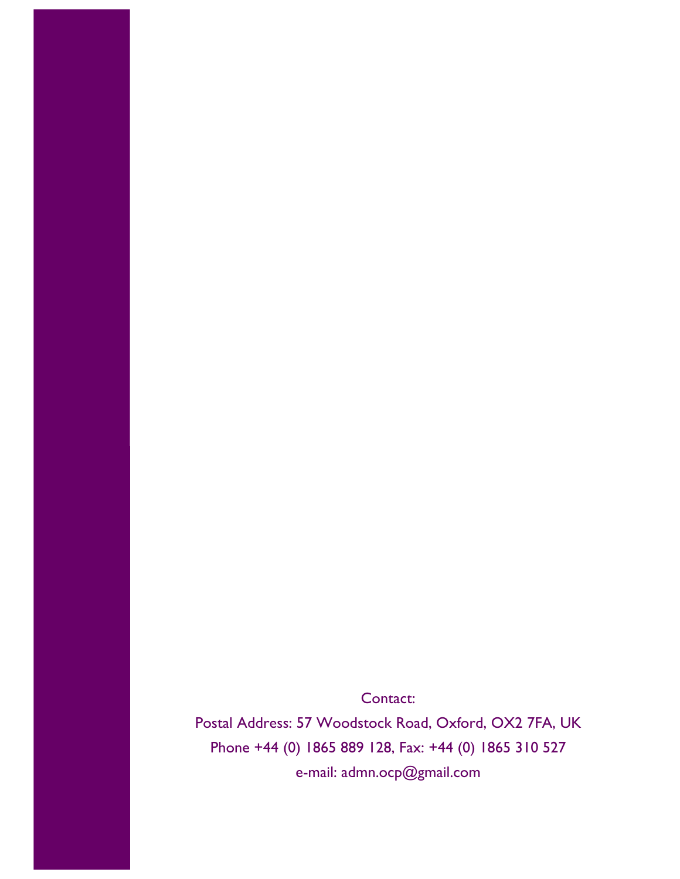Contact:

Postal Address: 57 Woodstock Road, Oxford, OX2 7FA, UK

Phone +44 (0) 1865 889 128, Fax: +44 (0) 1865 310 527

e-mail: admn.ocp@gmail.com